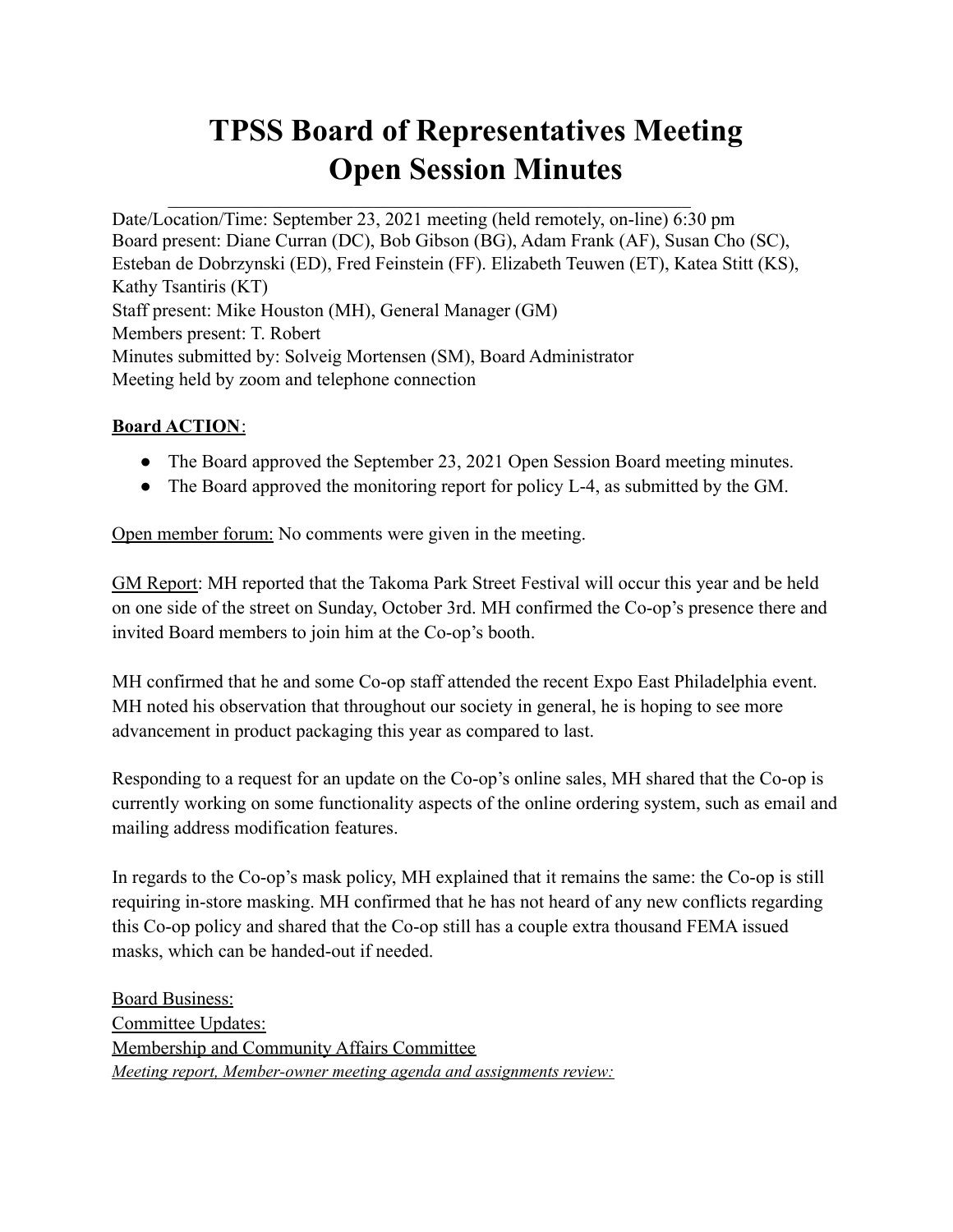# TPSS Board of Representatives Meeting
# Open Session Minutes

Date/Location/Time: September 23, 2021 meeting (held remotely, on-line) 6:30 pm
Board present: Diane Curran (DC), Bob Gibson (BG), Adam Frank (AF), Susan Cho (SC), Esteban de Dobrzynski (ED), Fred Feinstein (FF). Elizabeth Teuwen (ET), Katea Stitt (KS), Kathy Tsantiris (KT)
Staff present: Mike Houston (MH), General Manager (GM)
Members present: T. Robert
Minutes submitted by: Solveig Mortensen (SM), Board Administrator
Meeting held by zoom and telephone connection

**Board ACTION**:

- The Board approved the September 23, 2021 Open Session Board meeting minutes.
- The Board approved the monitoring report for policy L-4, as submitted by the GM.

Open member forum: No comments were given in the meeting.

GM Report: MH reported that the Takoma Park Street Festival will occur this year and be held on one side of the street on Sunday, October 3rd. MH confirmed the Co-op's presence there and invited Board members to join him at the Co-op's booth.

MH confirmed that he and some Co-op staff attended the recent Expo East Philadelphia event. MH noted his observation that throughout our society in general, he is hoping to see more advancement in product packaging this year as compared to last.

Responding to a request for an update on the Co-op's online sales, MH shared that the Co-op is currently working on some functionality aspects of the online ordering system, such as email and mailing address modification features.

In regards to the Co-op's mask policy, MH explained that it remains the same: the Co-op is still requiring in-store masking. MH confirmed that he has not heard of any new conflicts regarding this Co-op policy and shared that the Co-op still has a couple extra thousand FEMA issued masks, which can be handed-out if needed.

Board Business:
Committee Updates:
Membership and Community Affairs Committee
*Meeting report, Member-owner meeting agenda and assignments review:*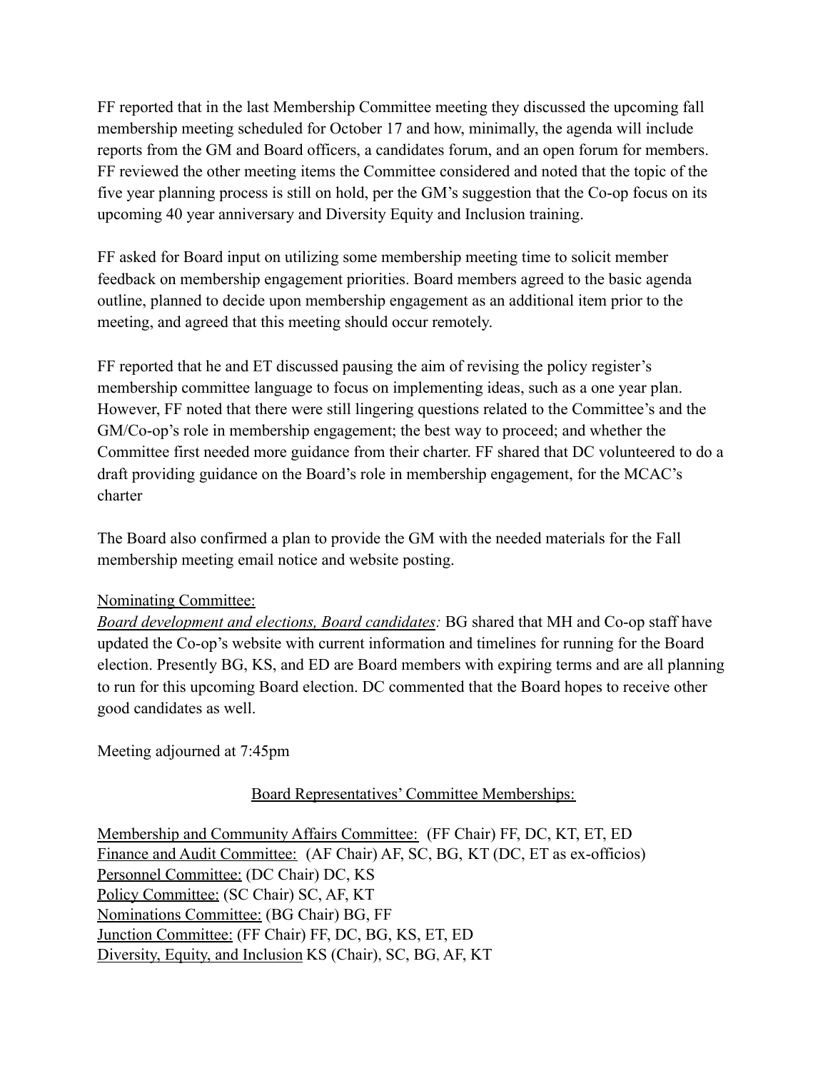FF reported that in the last Membership Committee meeting they discussed the upcoming fall membership meeting scheduled for October 17 and how, minimally, the agenda will include reports from the GM and Board officers, a candidates forum, and an open forum for members. FF reviewed the other meeting items the Committee considered and noted that the topic of the five year planning process is still on hold, per the GM's suggestion that the Co-op focus on its upcoming 40 year anniversary and Diversity Equity and Inclusion training.

FF asked for Board input on utilizing some membership meeting time to solicit member feedback on membership engagement priorities. Board members agreed to the basic agenda outline, planned to decide upon membership engagement as an additional item prior to the meeting, and agreed that this meeting should occur remotely.

FF reported that he and ET discussed pausing the aim of revising the policy register's membership committee language to focus on implementing ideas, such as a one year plan. However, FF noted that there were still lingering questions related to the Committee's and the GM/Co-op's role in membership engagement; the best way to proceed; and whether the Committee first needed more guidance from their charter. FF shared that DC volunteered to do a draft providing guidance on the Board's role in membership engagement, for the MCAC's charter

The Board also confirmed a plan to provide the GM with the needed materials for the Fall membership meeting email notice and website posting.

Nominating Committee:

*Board development and elections, Board candidates:* BG shared that MH and Co-op staff have updated the Co-op's website with current information and timelines for running for the Board election. Presently BG, KS, and ED are Board members with expiring terms and are all planning to run for this upcoming Board election. DC commented that the Board hopes to receive other good candidates as well.

Meeting adjourned at 7:45pm

Board Representatives' Committee Memberships:

Membership and Community Affairs Committee: (FF Chair) FF, DC, KT, ET, ED
Finance and Audit Committee: (AF Chair) AF, SC, BG, KT (DC, ET as ex-officios)
Personnel Committee: (DC Chair) DC, KS
Policy Committee: (SC Chair) SC, AF, KT
Nominations Committee: (BG Chair) BG, FF
Junction Committee: (FF Chair) FF, DC, BG, KS, ET, ED
Diversity, Equity, and Inclusion KS (Chair), SC, BG, AF, KT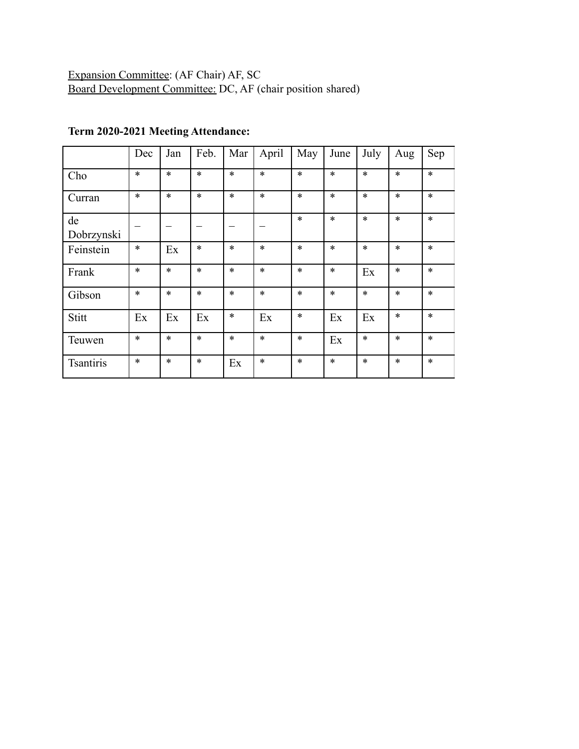Expansion Committee: (AF Chair) AF, SC
Board Development Committee: DC, AF (chair position shared)

**Term 2020-2021 Meeting Attendance:**

| | Dec | Jan | Feb. | Mar | April | May | June | July | Aug | Sep |
|---|---|---|---|---|---|---|---|---|---|---|
| Cho | * | * | * | * | * | * | * | * | * | * |
| Curran | * | * | * | * | * | * | * | * | * | * |
| de Dobrzynski | – | – | – | – | – | * | * | * | * | * |
| Feinstein | * | Ex | * | * | * | * | * | * | * | * |
| Frank | * | * | * | * | * | * | * | Ex | * | * |
| Gibson | * | * | * | * | * | * | * | * | * | * |
| Stitt | Ex | Ex | Ex | * | Ex | * | Ex | Ex | * | * |
| Teuwen | * | * | * | * | * | * | Ex | * | * | * |
| Tsantiris | * | * | * | Ex | * | * | * | * | * | * |